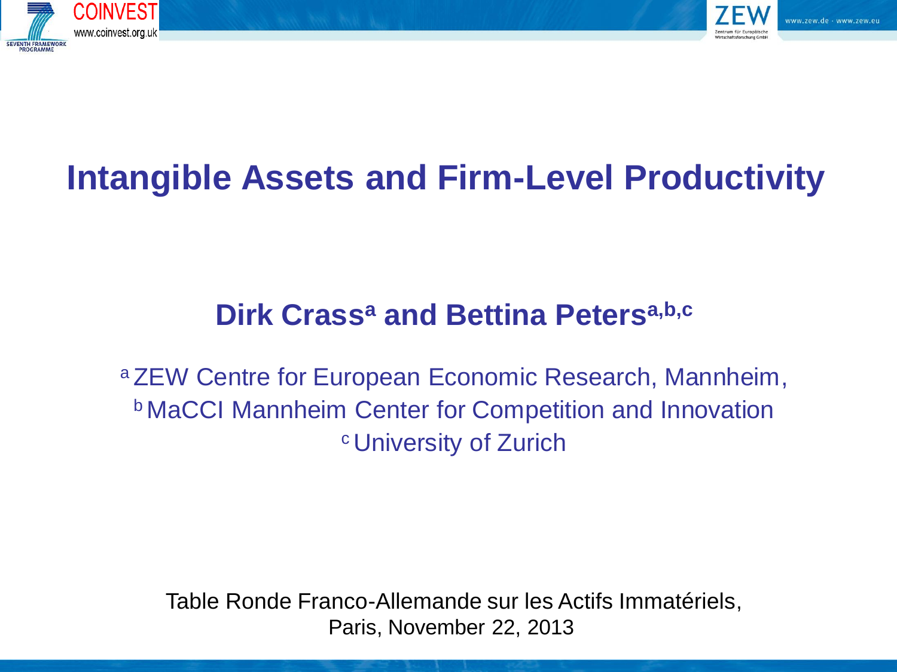# Intangible Assets and Firm-Level Productivity

**Dirk Crass[a] and Bettina Peters[a,b,c]**

[a] ZEW Centre for European Economic Research, Mannheim,
[b] MaCCI Mannheim Center for Competition and Innovation
[c] University of Zurich

Table Ronde Franco-Allemande sur les Actifs Immatériels,
Paris, November 22, 2013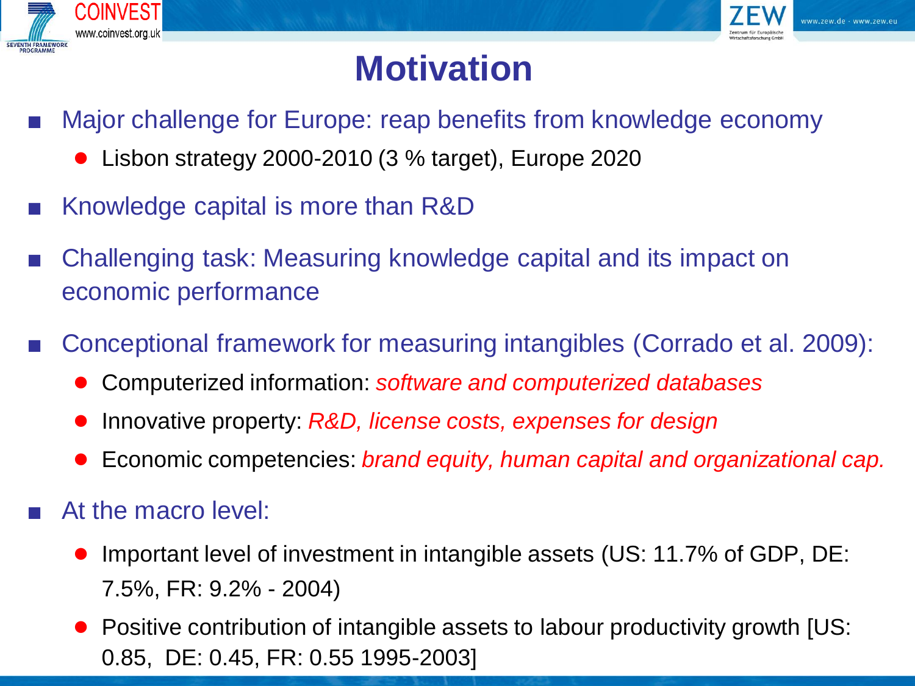# Motivation

- Major challenge for Europe: reap benefits from knowledge economy
  - Lisbon strategy 2000-2010 (3 % target), Europe 2020
- Knowledge capital is more than R&D
- Challenging task: Measuring knowledge capital and its impact on economic performance
- Conceptional framework for measuring intangibles (Corrado et al. 2009):
  - Computerized information: *software and computerized databases*
  - Innovative property: *R&D, license costs, expenses for design*
  - Economic competencies: *brand equity, human capital and organizational cap.*
- At the macro level:
  - Important level of investment in intangible assets (US: 11.7% of GDP, DE: 7.5%, FR: 9.2% - 2004)
  - Positive contribution of intangible assets to labour productivity growth [US: 0.85, DE: 0.45, FR: 0.55 1995-2003]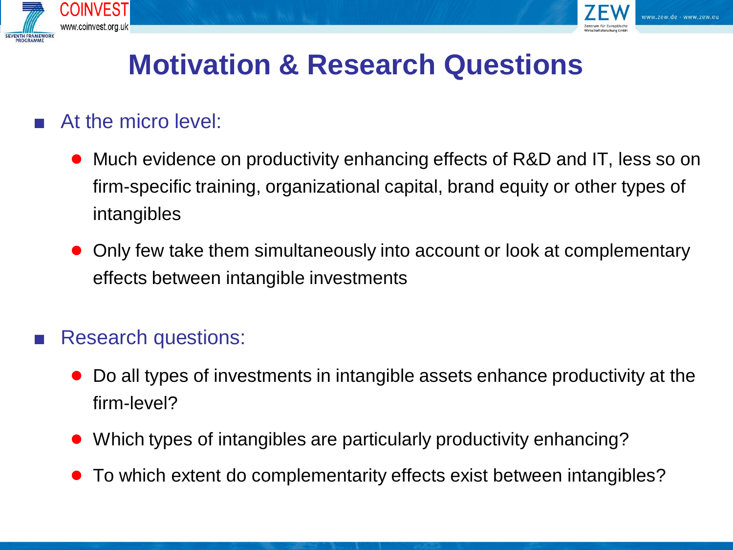# Motivation & Research Questions

- At the micro level:
  - Much evidence on productivity enhancing effects of R&D and IT, less so on firm-specific training, organizational capital, brand equity or other types of intangibles
  - Only few take them simultaneously into account or look at complementary effects between intangible investments

- Research questions:
  - Do all types of investments in intangible assets enhance productivity at the firm-level?
  - Which types of intangibles are particularly productivity enhancing?
  - To which extent do complementarity effects exist between intangibles?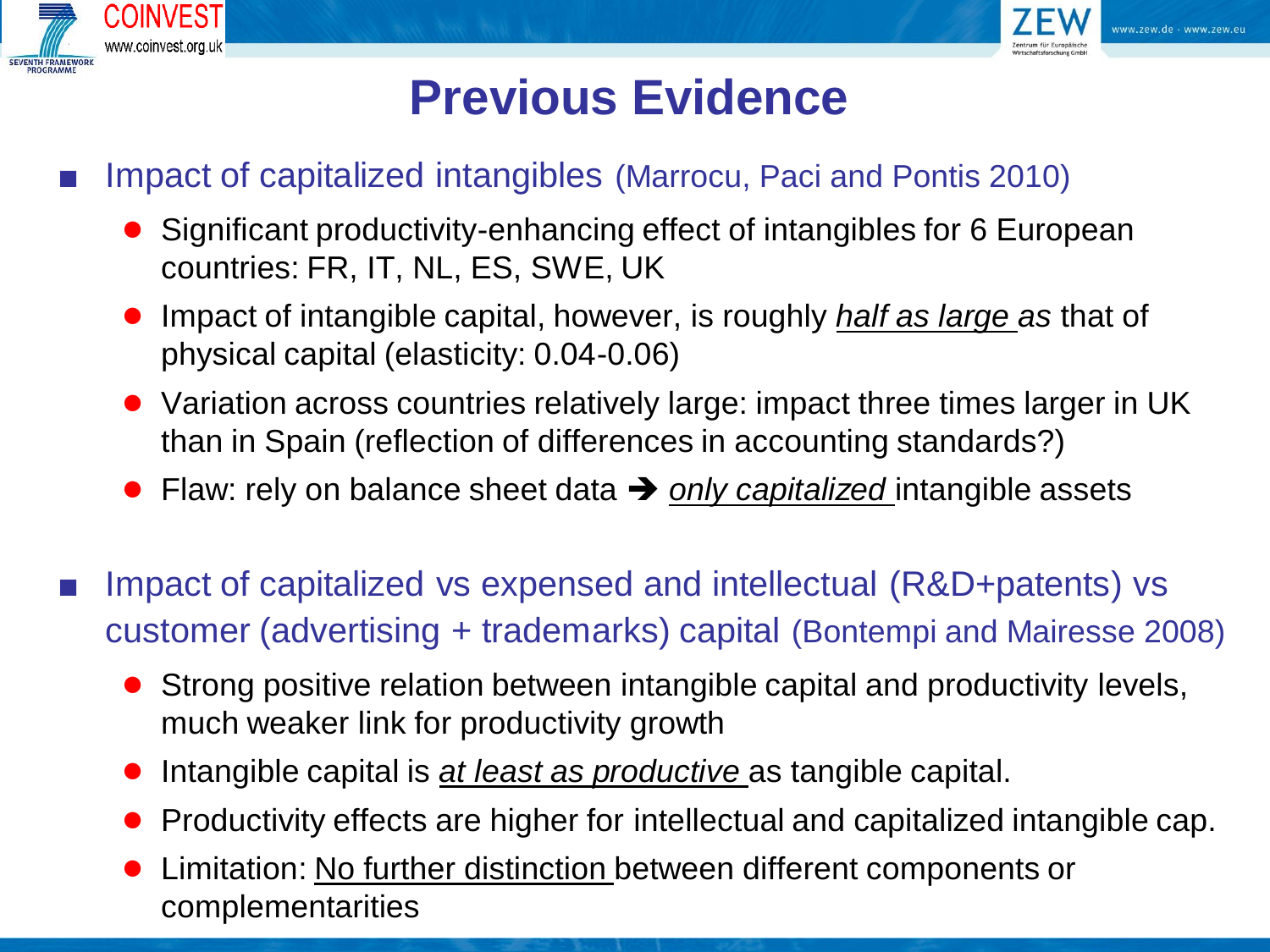# Previous Evidence

- Impact of capitalized intangibles (Marrocu, Paci and Pontis 2010)
  - Significant productivity-enhancing effect of intangibles for 6 European countries: FR, IT, NL, ES, SWE, UK
  - Impact of intangible capital, however, is roughly *half as large as* that of physical capital (elasticity: 0.04-0.06)
  - Variation across countries relatively large: impact three times larger in UK than in Spain (reflection of differences in accounting standards?)
  - Flaw: rely on balance sheet data ➔ *only capitalized* intangible assets

- Impact of capitalized vs expensed and intellectual (R&D+patents) vs customer (advertising + trademarks) capital (Bontempi and Mairesse 2008)
  - Strong positive relation between intangible capital and productivity levels, much weaker link for productivity growth
  - Intangible capital is *at least as productive* as tangible capital.
  - Productivity effects are higher for intellectual and capitalized intangible cap.
  - Limitation: No further distinction between different components or complementarities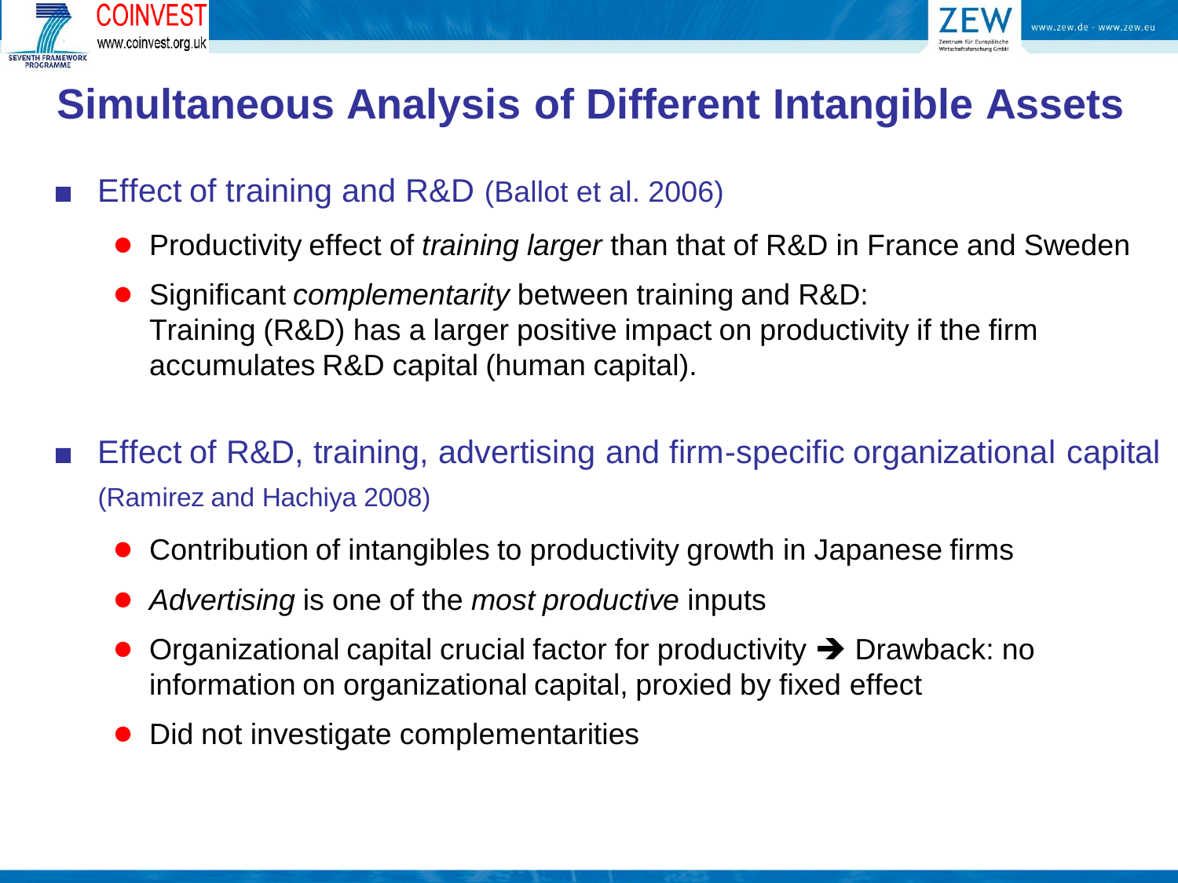# Simultaneous Analysis of Different Intangible Assets

- Effect of training and R&D (Ballot et al. 2006)
  - Productivity effect of *training larger* than that of R&D in France and Sweden
  - Significant *complementarity* between training and R&D:
    Training (R&D) has a larger positive impact on productivity if the firm accumulates R&D capital (human capital).

- Effect of R&D, training, advertising and firm-specific organizational capital (Ramirez and Hachiya 2008)
  - Contribution of intangibles to productivity growth in Japanese firms
  - *Advertising* is one of the *most productive* inputs
  - Organizational capital crucial factor for productivity ➔ Drawback: no information on organizational capital, proxied by fixed effect
  - Did not investigate complementarities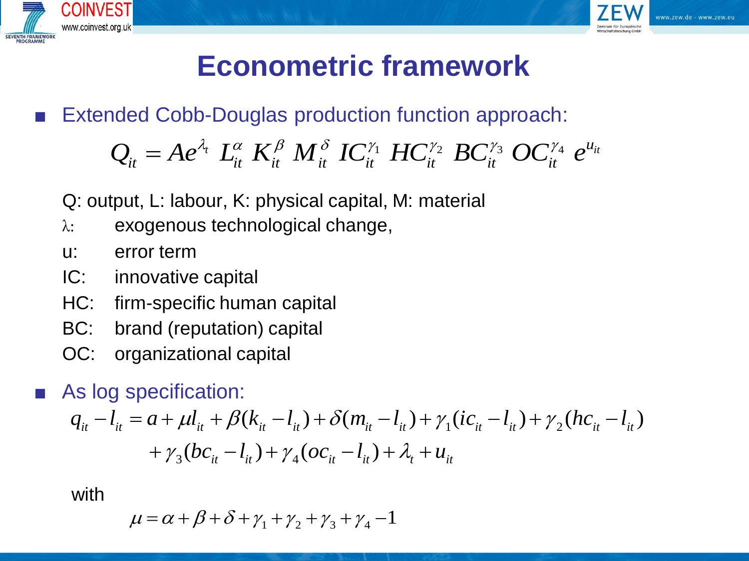# Econometric framework

- Extended Cobb-Douglas production function approach:

$$Q_{it} = Ae^{\lambda_t}\, L_{it}^{\alpha}\, K_{it}^{\beta}\, M_{it}^{\delta}\, IC_{it}^{\gamma_1}\, HC_{it}^{\gamma_2}\, BC_{it}^{\gamma_3}\, OC_{it}^{\gamma_4}\, e^{u_{it}}$$

Q: output, L: labour, K: physical capital, M: material

- $\lambda$: exogenous technological change,
- u: error term
- IC: innovative capital
- HC: firm-specific human capital
- BC: brand (reputation) capital
- OC: organizational capital

- As log specification:

$$q_{it} - l_{it} = a + \mu l_{it} + \beta(k_{it} - l_{it}) + \delta(m_{it} - l_{it}) + \gamma_1(ic_{it} - l_{it}) + \gamma_2(hc_{it} - l_{it})$$
$$+ \gamma_3(bc_{it} - l_{it}) + \gamma_4(oc_{it} - l_{it}) + \lambda_t + u_{it}$$

with

$$\mu = \alpha + \beta + \delta + \gamma_1 + \gamma_2 + \gamma_3 + \gamma_4 - 1$$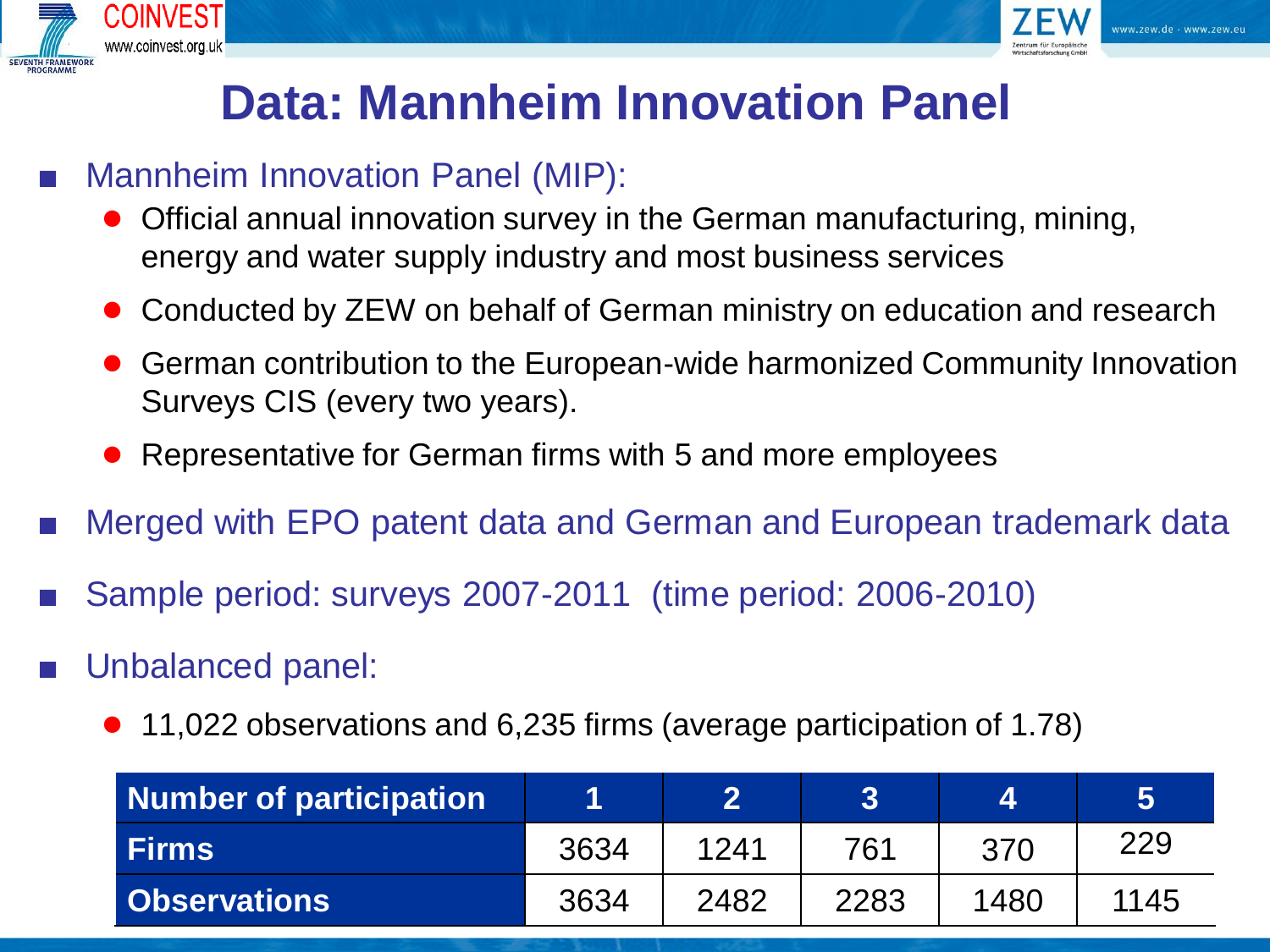# Data: Mannheim Innovation Panel

- Mannheim Innovation Panel (MIP):
  - Official annual innovation survey in the German manufacturing, mining, energy and water supply industry and most business services
  - Conducted by ZEW on behalf of German ministry on education and research
  - German contribution to the European-wide harmonized Community Innovation Surveys CIS (every two years).
  - Representative for German firms with 5 and more employees
- Merged with EPO patent data and German and European trademark data
- Sample period: surveys 2007-2011 (time period: 2006-2010)
- Unbalanced panel:
  - 11,022 observations and 6,235 firms (average participation of 1.78)

| Number of participation | 1 | 2 | 3 | 4 | 5 |
|---|---|---|---|---|---|
| **Firms** | 3634 | 1241 | 761 | 370 | 229 |
| **Observations** | 3634 | 2482 | 2283 | 1480 | 1145 |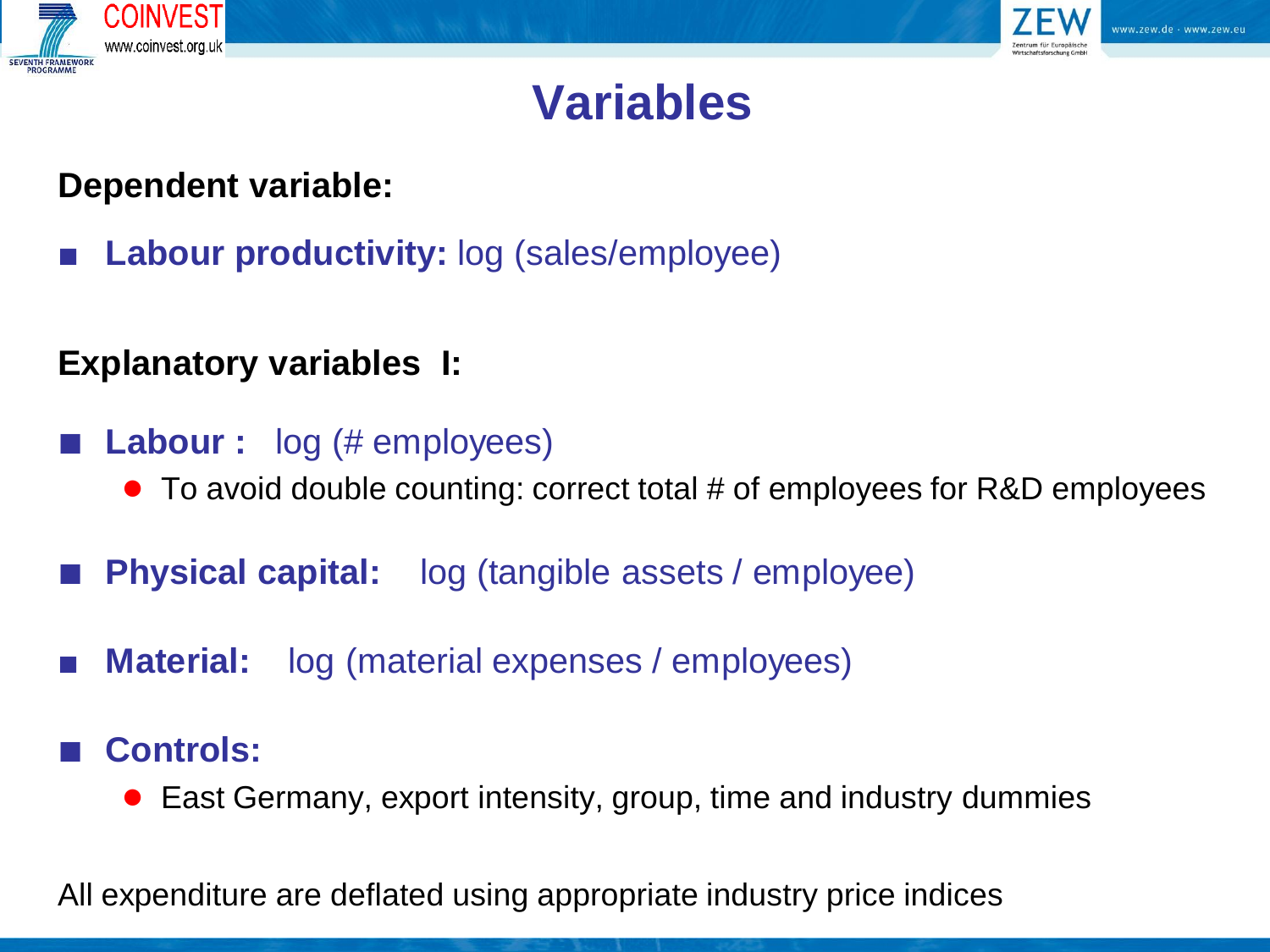# Variables

**Dependent variable:**

- **Labour productivity:** log (sales/employee)

**Explanatory variables I:**

- **Labour :** log (# employees)
  - To avoid double counting: correct total # of employees for R&D employees
- **Physical capital:** log (tangible assets / employee)
- **Material:** log (material expenses / employees)
- **Controls:**
  - East Germany, export intensity, group, time and industry dummies

All expenditure are deflated using appropriate industry price indices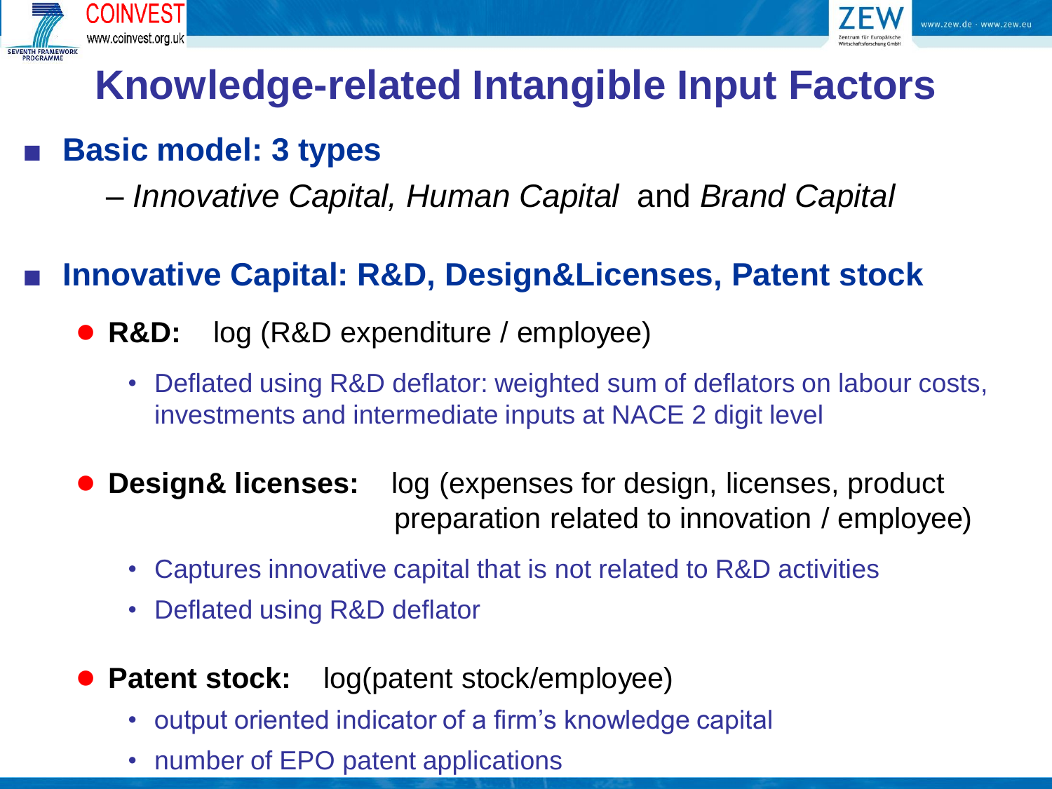# Knowledge-related Intangible Input Factors

- **Basic model: 3 types**
  - *Innovative Capital, Human Capital* and *Brand Capital*

- **Innovative Capital: R&D, Design&Licenses, Patent stock**
  - **R&D:** log (R&D expenditure / employee)
    - Deflated using R&D deflator: weighted sum of deflators on labour costs, investments and intermediate inputs at NACE 2 digit level
  - **Design& licenses:** log (expenses for design, licenses, product preparation related to innovation / employee)
    - Captures innovative capital that is not related to R&D activities
    - Deflated using R&D deflator
  - **Patent stock:** log(patent stock/employee)
    - output oriented indicator of a firm's knowledge capital
    - number of EPO patent applications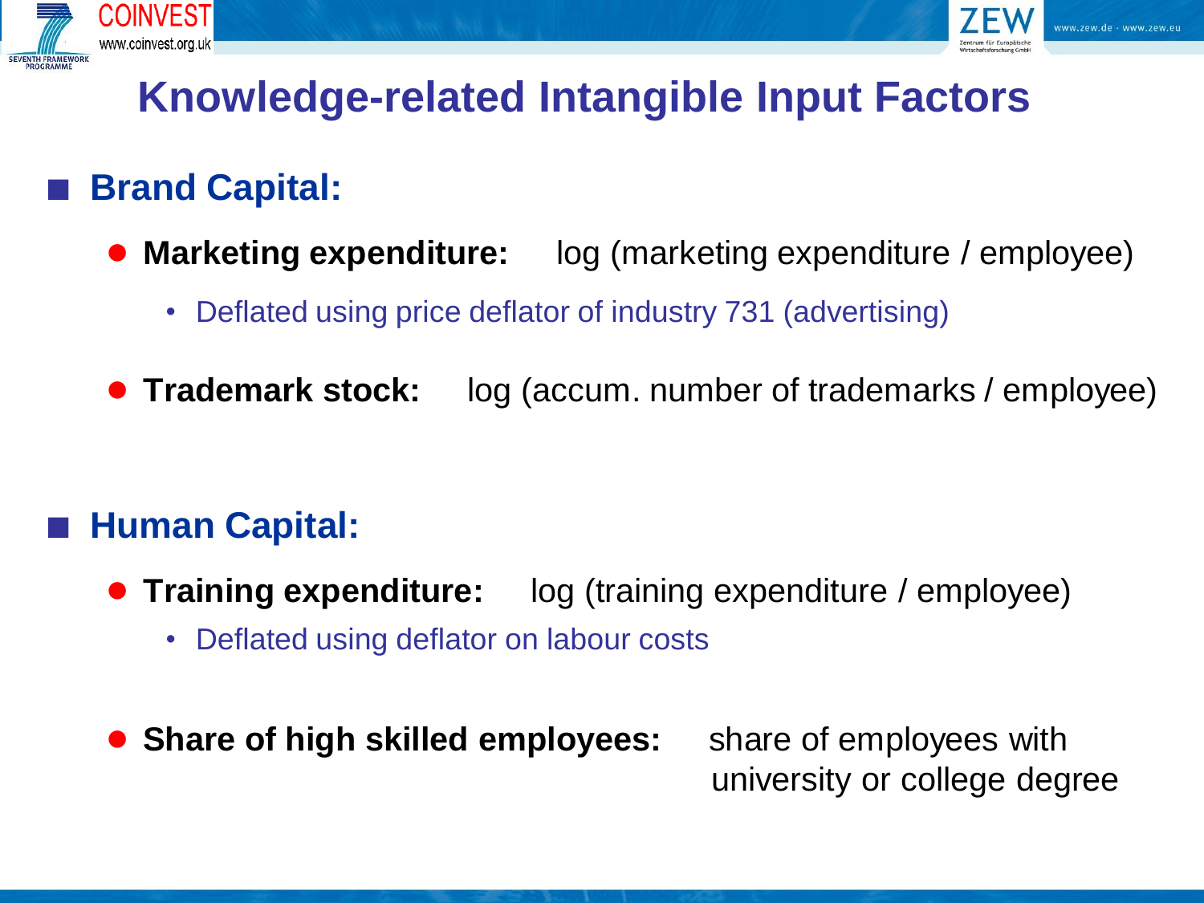# Knowledge-related Intangible Input Factors

## Brand Capital:

- **Marketing expenditure:** log (marketing expenditure / employee)
  - Deflated using price deflator of industry 731 (advertising)
- **Trademark stock:** log (accum. number of trademarks / employee)

## Human Capital:

- **Training expenditure:** log (training expenditure / employee)
  - Deflated using deflator on labour costs
- **Share of high skilled employees:** share of employees with university or college degree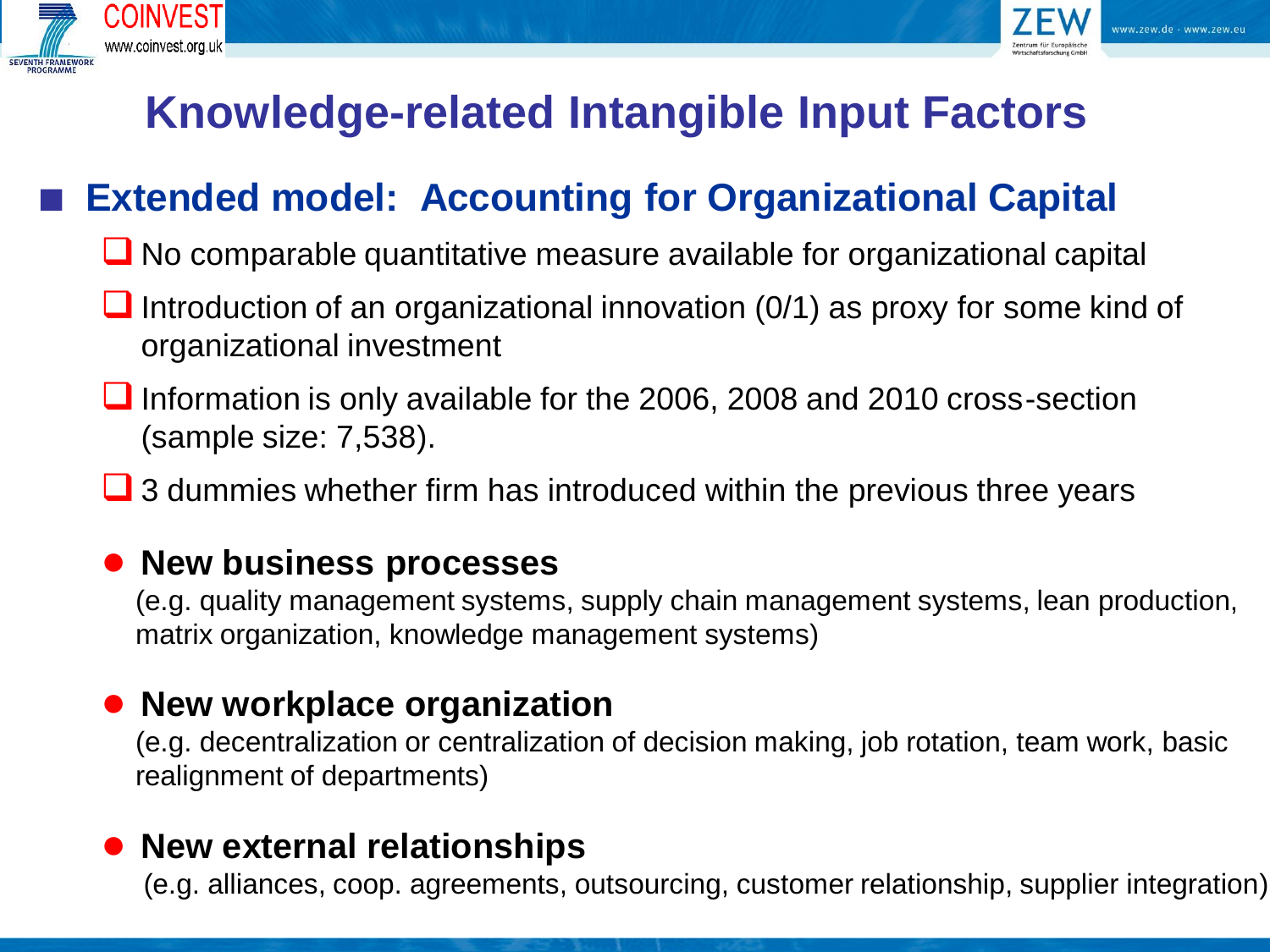# Knowledge-related Intangible Input Factors

## Extended model: Accounting for Organizational Capital

- No comparable quantitative measure available for organizational capital
- Introduction of an organizational innovation (0/1) as proxy for some kind of organizational investment
- Information is only available for the 2006, 2008 and 2010 cross-section (sample size: 7,538).
- 3 dummies whether firm has introduced within the previous three years

  - **New business processes**
    (e.g. quality management systems, supply chain management systems, lean production, matrix organization, knowledge management systems)
  - **New workplace organization**
    (e.g. decentralization or centralization of decision making, job rotation, team work, basic realignment of departments)
  - **New external relationships**
    (e.g. alliances, coop. agreements, outsourcing, customer relationship, supplier integration)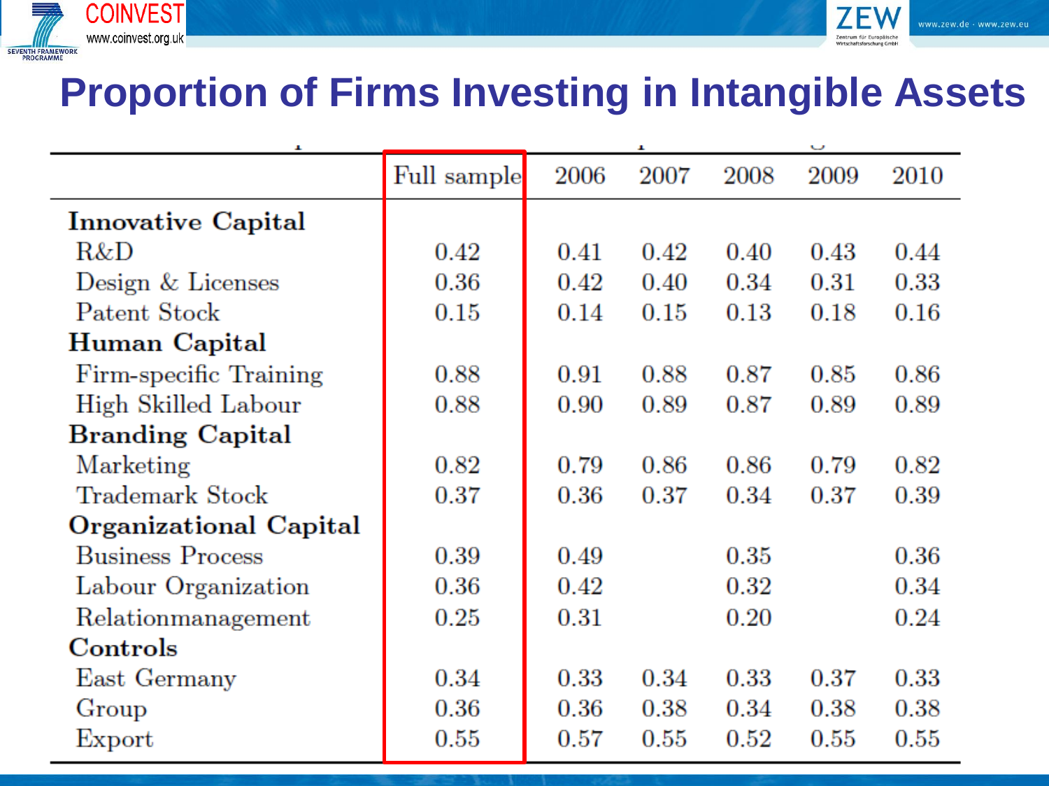# Proportion of Firms Investing in Intangible Assets

| | Full sample | 2006 | 2007 | 2008 | 2009 | 2010 |
|---|---|---|---|---|---|---|
| **Innovative Capital** | | | | | | |
| R&D | 0.42 | 0.41 | 0.42 | 0.40 | 0.43 | 0.44 |
| Design & Licenses | 0.36 | 0.42 | 0.40 | 0.34 | 0.31 | 0.33 |
| Patent Stock | 0.15 | 0.14 | 0.15 | 0.13 | 0.18 | 0.16 |
| **Human Capital** | | | | | | |
| Firm-specific Training | 0.88 | 0.91 | 0.88 | 0.87 | 0.85 | 0.86 |
| High Skilled Labour | 0.88 | 0.90 | 0.89 | 0.87 | 0.89 | 0.89 |
| **Branding Capital** | | | | | | |
| Marketing | 0.82 | 0.79 | 0.86 | 0.86 | 0.79 | 0.82 |
| Trademark Stock | 0.37 | 0.36 | 0.37 | 0.34 | 0.37 | 0.39 |
| **Organizational Capital** | | | | | | |
| Business Process | 0.39 | 0.49 | | 0.35 | | 0.36 |
| Labour Organization | 0.36 | 0.42 | | 0.32 | | 0.34 |
| Relationmanagement | 0.25 | 0.31 | | 0.20 | | 0.24 |
| **Controls** | | | | | | |
| East Germany | 0.34 | 0.33 | 0.34 | 0.33 | 0.37 | 0.33 |
| Group | 0.36 | 0.36 | 0.38 | 0.34 | 0.38 | 0.38 |
| Export | 0.55 | 0.57 | 0.55 | 0.52 | 0.55 | 0.55 |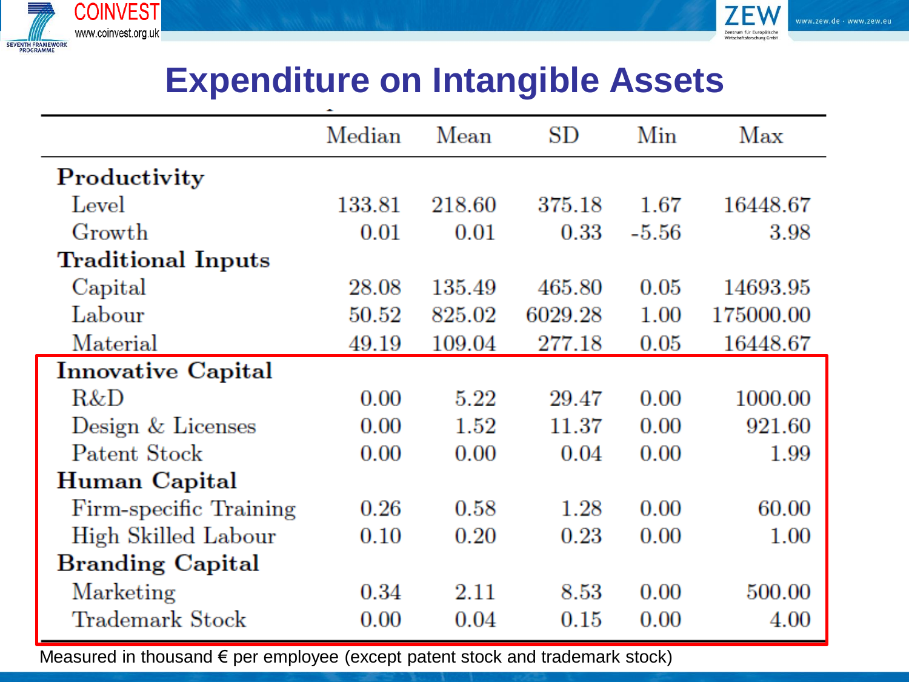# Expenditure on Intangible Assets

| | Median | Mean | SD | Min | Max |
|---|---|---|---|---|---|
| **Productivity** | | | | | |
| Level | 133.81 | 218.60 | 375.18 | 1.67 | 16448.67 |
| Growth | 0.01 | 0.01 | 0.33 | -5.56 | 3.98 |
| **Traditional Inputs** | | | | | |
| Capital | 28.08 | 135.49 | 465.80 | 0.05 | 14693.95 |
| Labour | 50.52 | 825.02 | 6029.28 | 1.00 | 175000.00 |
| Material | 49.19 | 109.04 | 277.18 | 0.05 | 16448.67 |
| **Innovative Capital** | | | | | |
| R&D | 0.00 | 5.22 | 29.47 | 0.00 | 1000.00 |
| Design & Licenses | 0.00 | 1.52 | 11.37 | 0.00 | 921.60 |
| Patent Stock | 0.00 | 0.00 | 0.04 | 0.00 | 1.99 |
| **Human Capital** | | | | | |
| Firm-specific Training | 0.26 | 0.58 | 1.28 | 0.00 | 60.00 |
| High Skilled Labour | 0.10 | 0.20 | 0.23 | 0.00 | 1.00 |
| **Branding Capital** | | | | | |
| Marketing | 0.34 | 2.11 | 8.53 | 0.00 | 500.00 |
| Trademark Stock | 0.00 | 0.04 | 0.15 | 0.00 | 4.00 |

Measured in thousand € per employee (except patent stock and trademark stock)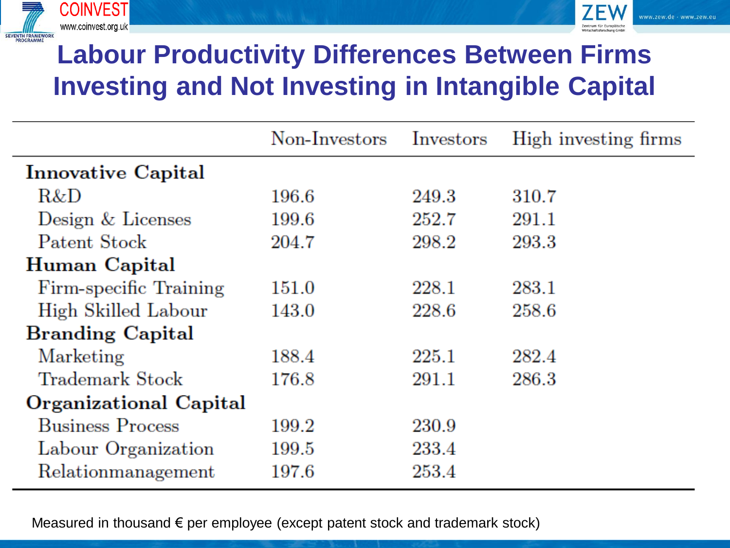# Labour Productivity Differences Between Firms Investing and Not Investing in Intangible Capital

| | Non-Investors | Investors | High investing firms |
|---|---|---|---|
| **Innovative Capital** | | | |
| R&D | 196.6 | 249.3 | 310.7 |
| Design & Licenses | 199.6 | 252.7 | 291.1 |
| Patent Stock | 204.7 | 298.2 | 293.3 |
| **Human Capital** | | | |
| Firm-specific Training | 151.0 | 228.1 | 283.1 |
| High Skilled Labour | 143.0 | 228.6 | 258.6 |
| **Branding Capital** | | | |
| Marketing | 188.4 | 225.1 | 282.4 |
| Trademark Stock | 176.8 | 291.1 | 286.3 |
| **Organizational Capital** | | | |
| Business Process | 199.2 | 230.9 | |
| Labour Organization | 199.5 | 233.4 | |
| Relationmanagement | 197.6 | 253.4 | |

Measured in thousand € per employee (except patent stock and trademark stock)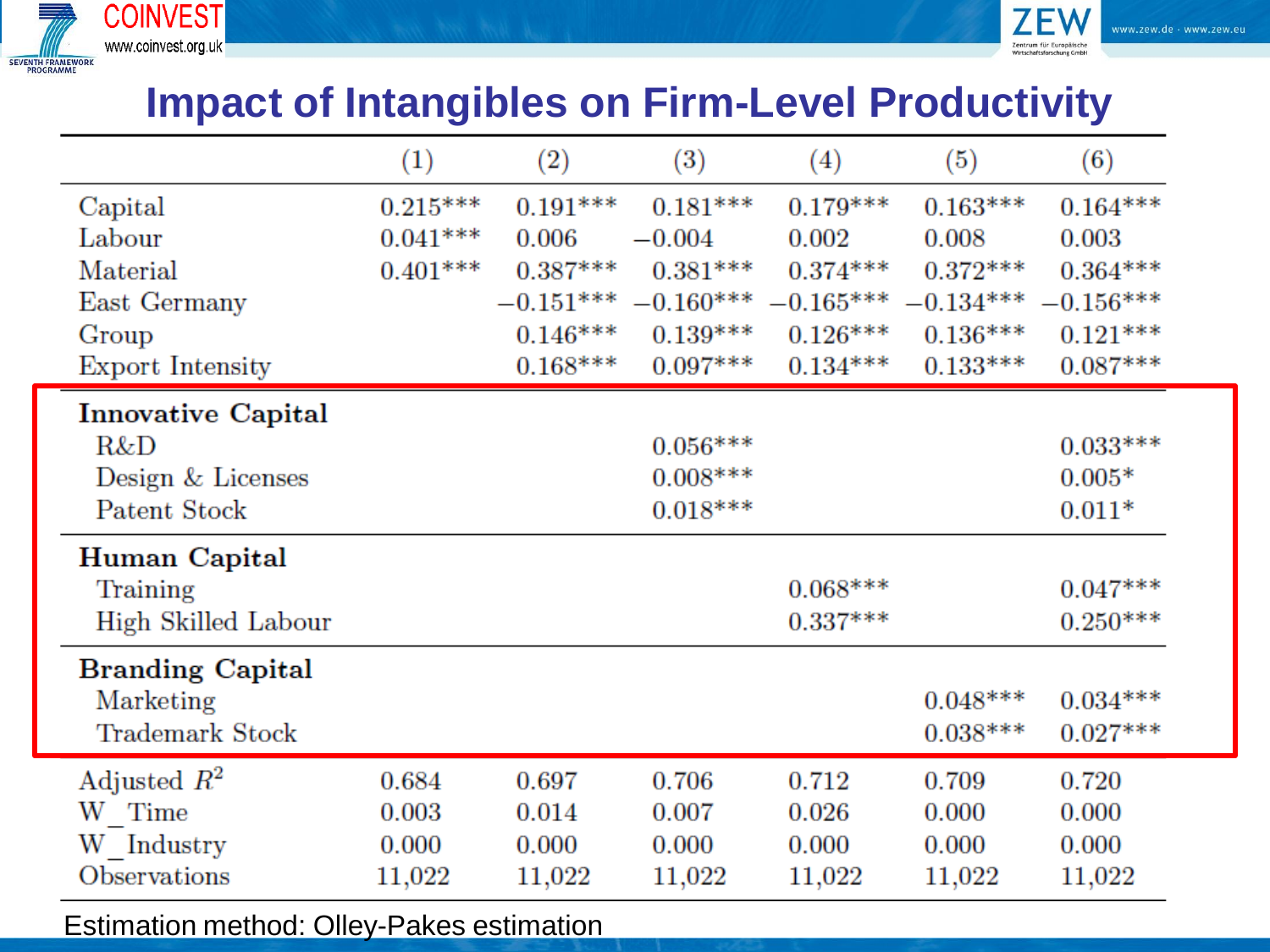# Impact of Intangibles on Firm-Level Productivity

| | (1) | (2) | (3) | (4) | (5) | (6) |
|---|---|---|---|---|---|---|
| Capital | 0.215*** | 0.191*** | 0.181*** | 0.179*** | 0.163*** | 0.164*** |
| Labour | 0.041*** | 0.006 | −0.004 | 0.002 | 0.008 | 0.003 |
| Material | 0.401*** | 0.387*** | 0.381*** | 0.374*** | 0.372*** | 0.364*** |
| East Germany | | −0.151*** | −0.160*** | −0.165*** | −0.134*** | −0.156*** |
| Group | | 0.146*** | 0.139*** | 0.126*** | 0.136*** | 0.121*** |
| Export Intensity | | 0.168*** | 0.097*** | 0.134*** | 0.133*** | 0.087*** |
| **Innovative Capital** | | | | | | |
| R&D | | | 0.056*** | | | 0.033*** |
| Design & Licenses | | | 0.008*** | | | 0.005* |
| Patent Stock | | | 0.018*** | | | 0.011* |
| **Human Capital** | | | | | | |
| Training | | | | 0.068*** | | 0.047*** |
| High Skilled Labour | | | | 0.337*** | | 0.250*** |
| **Branding Capital** | | | | | | |
| Marketing | | | | | 0.048*** | 0.034*** |
| Trademark Stock | | | | | 0.038*** | 0.027*** |
| Adjusted $R^2$ | 0.684 | 0.697 | 0.706 | 0.712 | 0.709 | 0.720 |
| W_Time | 0.003 | 0.014 | 0.007 | 0.026 | 0.000 | 0.000 |
| W_Industry | 0.000 | 0.000 | 0.000 | 0.000 | 0.000 | 0.000 |
| Observations | 11,022 | 11,022 | 11,022 | 11,022 | 11,022 | 11,022 |

Estimation method: Olley-Pakes estimation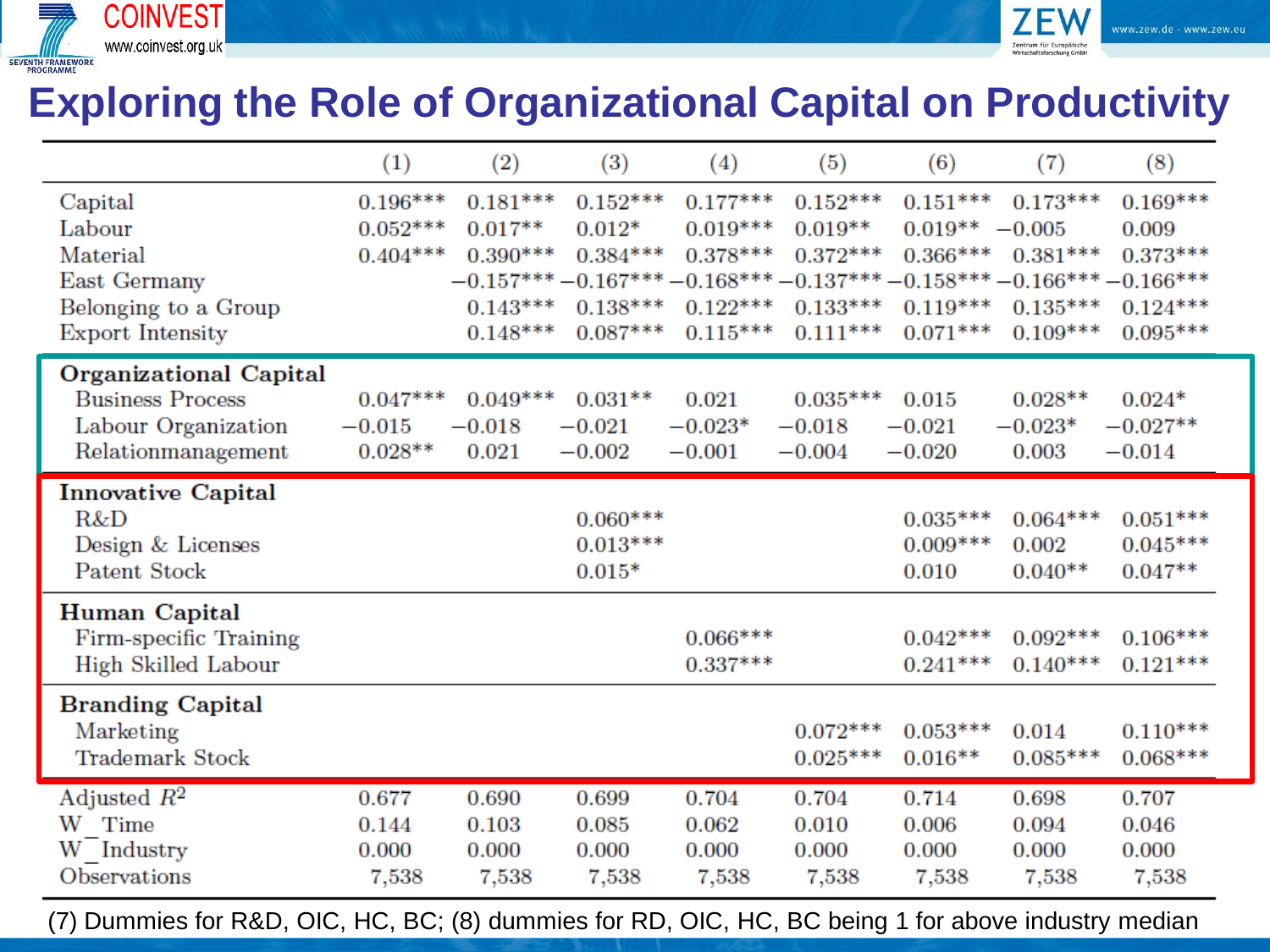# Exploring the Role of Organizational Capital on Productivity

| | (1) | (2) | (3) | (4) | (5) | (6) | (7) | (8) |
|---|---|---|---|---|---|---|---|---|
| Capital | 0.196*** | 0.181*** | 0.152*** | 0.177*** | 0.152*** | 0.151*** | 0.173*** | 0.169*** |
| Labour | 0.052*** | 0.017** | 0.012* | 0.019*** | 0.019** | 0.019** | −0.005 | 0.009 |
| Material | 0.404*** | 0.390*** | 0.384*** | 0.378*** | 0.372*** | 0.366*** | 0.381*** | 0.373*** |
| East Germany | | −0.157*** | −0.167*** | −0.168*** | −0.137*** | −0.158*** | −0.166*** | −0.166*** |
| Belonging to a Group | | 0.143*** | 0.138*** | 0.122*** | 0.133*** | 0.119*** | 0.135*** | 0.124*** |
| Export Intensity | | 0.148*** | 0.087*** | 0.115*** | 0.111*** | 0.071*** | 0.109*** | 0.095*** |
| **Organizational Capital** | | | | | | | | |
| Business Process | 0.047*** | 0.049*** | 0.031** | 0.021 | 0.035*** | 0.015 | 0.028** | 0.024* |
| Labour Organization | −0.015 | −0.018 | −0.021 | −0.023* | −0.018 | −0.021 | −0.023* | −0.027** |
| Relationmanagement | 0.028** | 0.021 | −0.002 | −0.001 | −0.004 | −0.020 | 0.003 | −0.014 |
| **Innovative Capital** | | | | | | | | |
| R&D | | | 0.060*** | | | 0.035*** | 0.064*** | 0.051*** |
| Design & Licenses | | | 0.013*** | | | 0.009*** | 0.002 | 0.045*** |
| Patent Stock | | | 0.015* | | | 0.010 | 0.040** | 0.047** |
| **Human Capital** | | | | | | | | |
| Firm-specific Training | | | | 0.066*** | | 0.042*** | 0.092*** | 0.106*** |
| High Skilled Labour | | | | 0.337*** | | 0.241*** | 0.140*** | 0.121*** |
| **Branding Capital** | | | | | | | | |
| Marketing | | | | | 0.072*** | 0.053*** | 0.014 | 0.110*** |
| Trademark Stock | | | | | 0.025*** | 0.016** | 0.085*** | 0.068*** |
| Adjusted $R^2$ | 0.677 | 0.690 | 0.699 | 0.704 | 0.704 | 0.714 | 0.698 | 0.707 |
| W_Time | 0.144 | 0.103 | 0.085 | 0.062 | 0.010 | 0.006 | 0.094 | 0.046 |
| W_Industry | 0.000 | 0.000 | 0.000 | 0.000 | 0.000 | 0.000 | 0.000 | 0.000 |
| Observations | 7,538 | 7,538 | 7,538 | 7,538 | 7,538 | 7,538 | 7,538 | 7,538 |

(7) Dummies for R&D, OIC, HC, BC; (8) dummies for RD, OIC, HC, BC being 1 for above industry median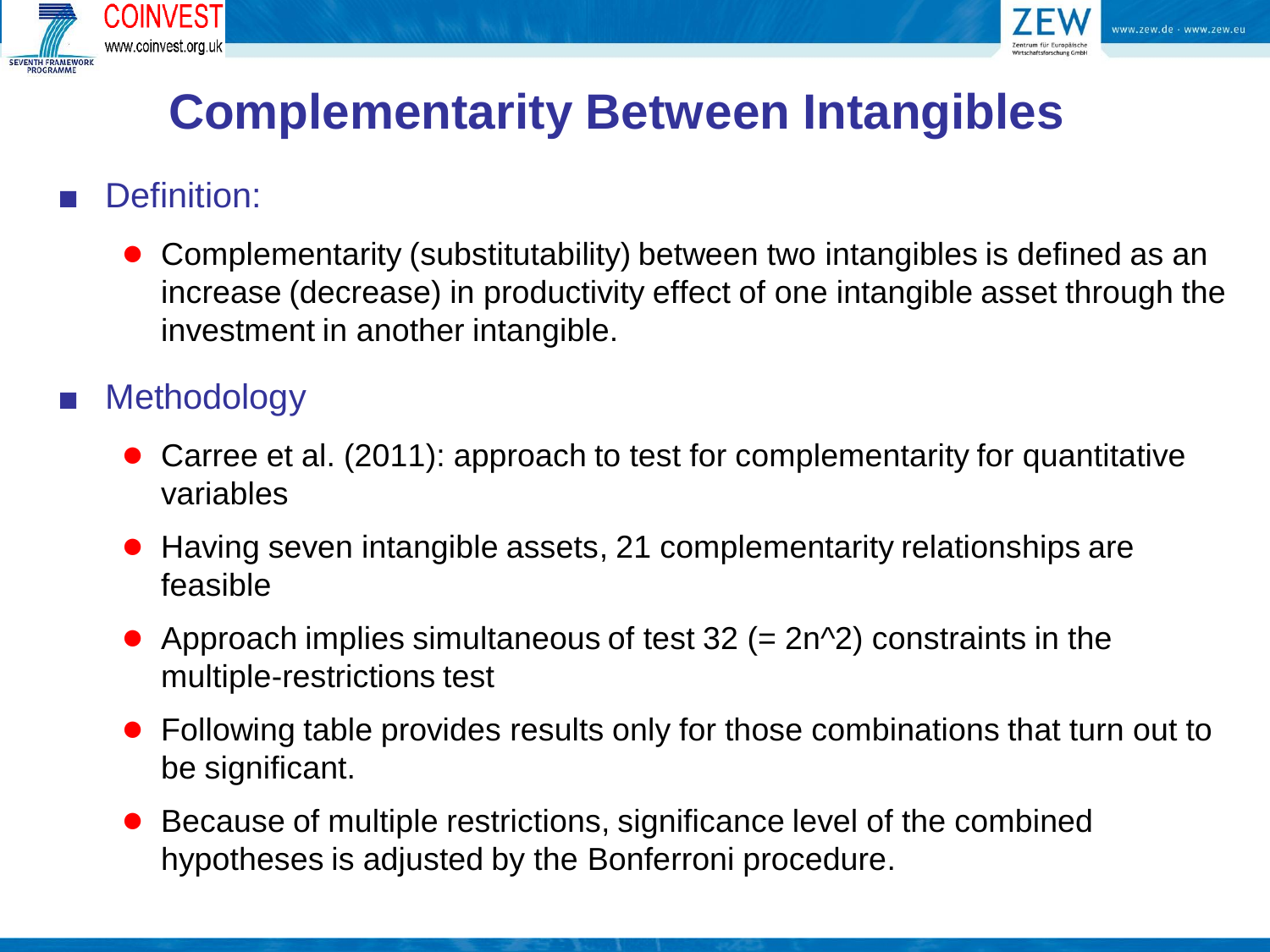# Complementarity Between Intangibles

- Definition:
  - Complementarity (substitutability) between two intangibles is defined as an increase (decrease) in productivity effect of one intangible asset through the investment in another intangible.
- Methodology
  - Carree et al. (2011): approach to test for complementarity for quantitative variables
  - Having seven intangible assets, 21 complementarity relationships are feasible
  - Approach implies simultaneous of test 32 (= 2n^2) constraints in the multiple-restrictions test
  - Following table provides results only for those combinations that turn out to be significant.
  - Because of multiple restrictions, significance level of the combined hypotheses is adjusted by the Bonferroni procedure.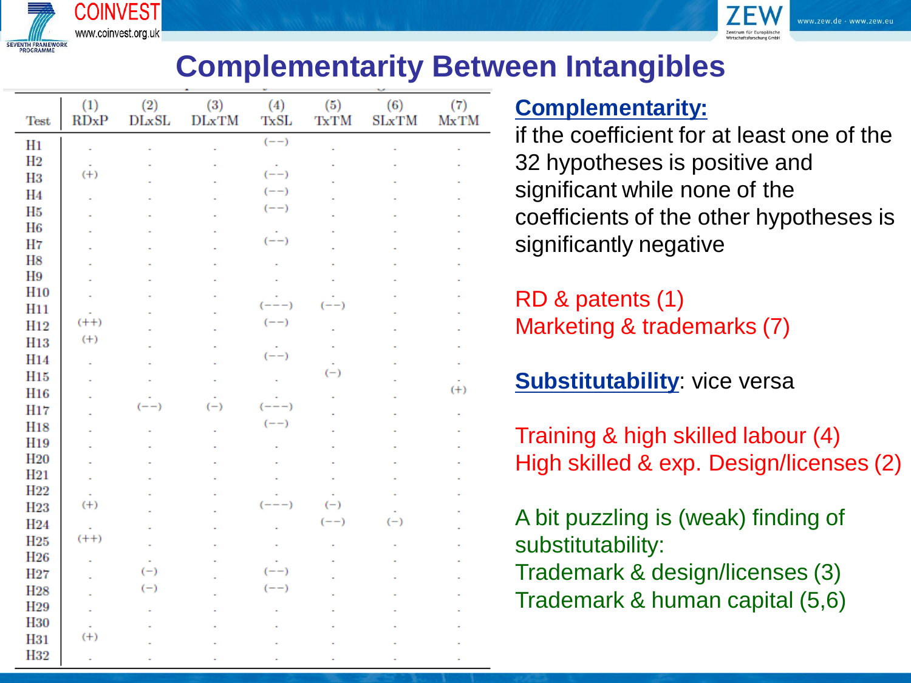# Complementarity Between Intangibles

| Test | (1) RDxP | (2) DLxSL | (3) DLxTM | (4) TxSL | (5) TxTM | (6) SLxTM | (7) MxTM |
|---|---|---|---|---|---|---|---|
| H1 | . | . | . | (−−) | . | . | . |
| H2 | . | . | . | . | . | . | . |
| H3 | (+) | . | . | (−−) | . | . | . |
| H4 | . | . | . | (−−) | . | . | . |
| H5 | . | . | . | (−−) | . | . | . |
| H6 | . | . | . | . | . | . | . |
| H7 | . | . | . | (−−) | . | . | . |
| H8 | . | . | . | . | . | . | . |
| H9 | . | . | . | . | . | . | . |
| H10 | . | . | . | . | . | . | . |
| H11 | . | . | . | (−−−) | (−−) | . | . |
| H12 | (++) | . | . | (−−) | . | . | . |
| H13 | (+) | . | . | . | . | . | . |
| H14 | . | . | . | (−−) | . | . | . |
| H15 | . | . | . | . | (−) | . | . |
| H16 | . | . | . | . | . | . | (+) |
| H17 | . | (−−) | (−) | (−−−) | . | . | . |
| H18 | . | . | . | (−−) | . | . | . |
| H19 | . | . | . | . | . | . | . |
| H20 | . | . | . | . | . | . | . |
| H21 | . | . | . | . | . | . | . |
| H22 | . | . | . | . | . | . | . |
| H23 | (+) | . | . | (−−−) | (−) | . | . |
| H24 | . | . | . | . | (−−) | (−) | . |
| H25 | (++) | . | . | . | . | . | . |
| H26 | . | . | . | . | . | . | . |
| H27 | . | (−) | . | (−−) | . | . | . |
| H28 | . | (−) | . | (−−) | . | . | . |
| H29 | . | . | . | . | . | . | . |
| H30 | . | . | . | . | . | . | . |
| H31 | (+) | . | . | . | . | . | . |
| H32 | . | . | . | . | . | . | . |

**Complementarity:**
if the coefficient for at least one of the 32 hypotheses is positive and significant while none of the coefficients of the other hypotheses is significantly negative

RD & patents (1)
Marketing & trademarks (7)

**Substitutability**: vice versa

Training & high skilled labour (4)
High skilled & exp. Design/licenses (2)

A bit puzzling is (weak) finding of substitutability:
Trademark & design/licenses (3)
Trademark & human capital (5,6)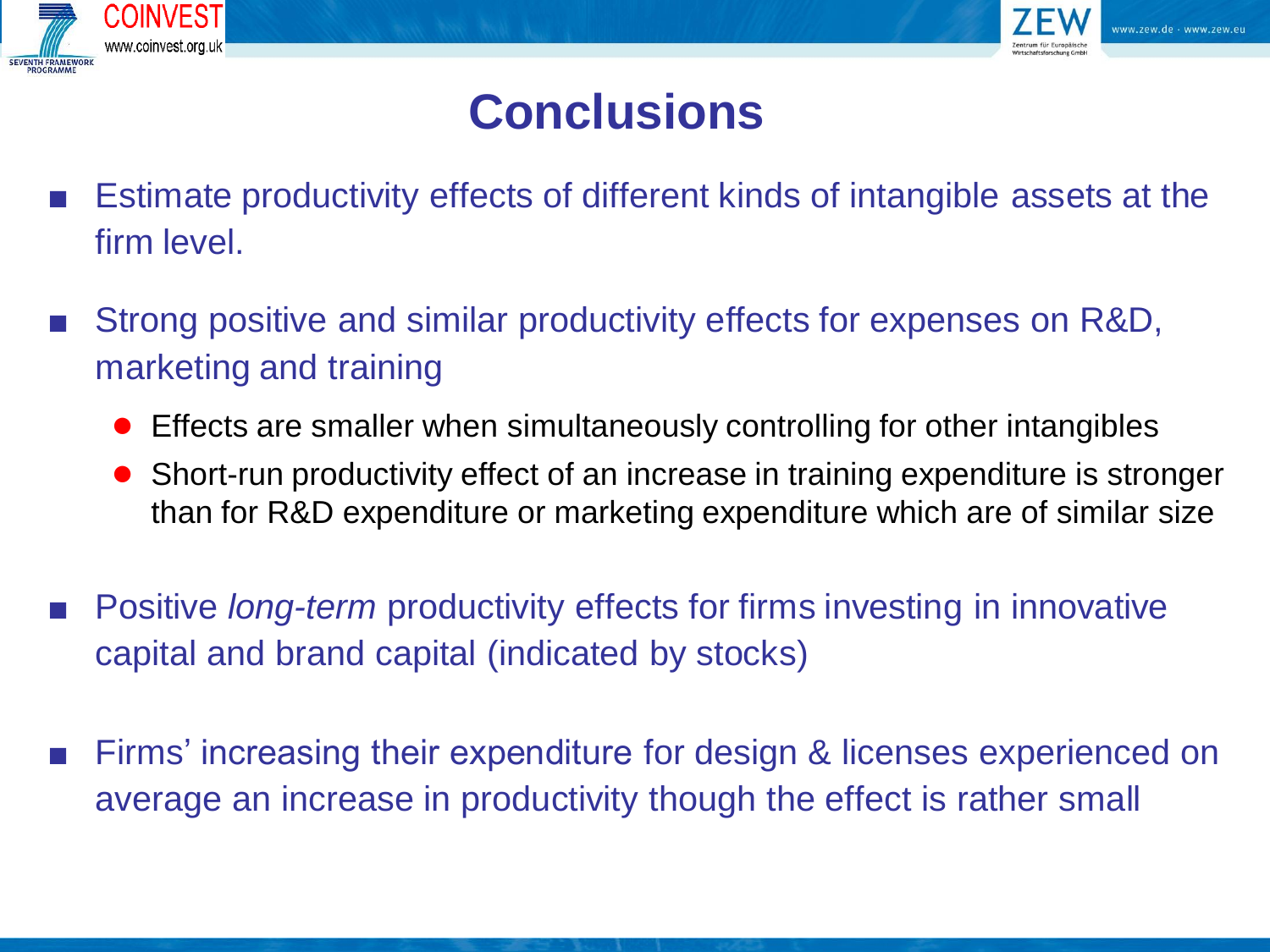# Conclusions

- Estimate productivity effects of different kinds of intangible assets at the firm level.
- Strong positive and similar productivity effects for expenses on R&D, marketing and training
  - Effects are smaller when simultaneously controlling for other intangibles
  - Short-run productivity effect of an increase in training expenditure is stronger than for R&D expenditure or marketing expenditure which are of similar size
- Positive *long-term* productivity effects for firms investing in innovative capital and brand capital (indicated by stocks)
- Firms' increasing their expenditure for design & licenses experienced on average an increase in productivity though the effect is rather small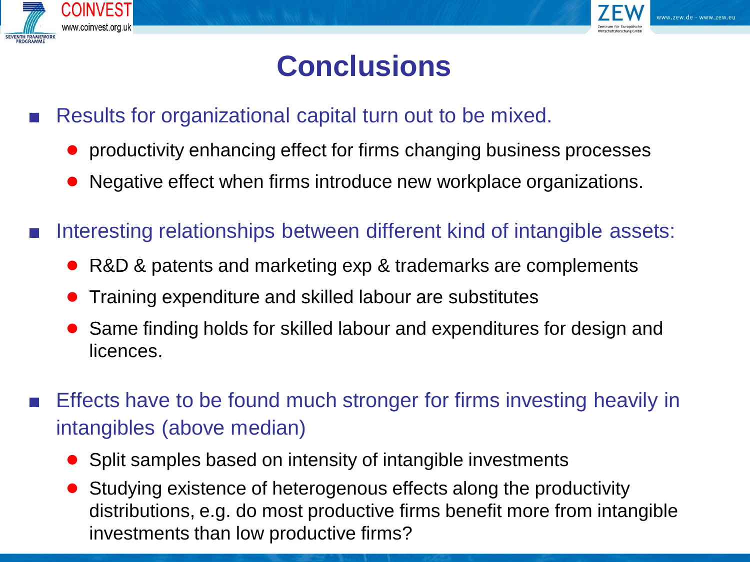# Conclusions

- Results for organizational capital turn out to be mixed.
  - productivity enhancing effect for firms changing business processes
  - Negative effect when firms introduce new workplace organizations.
- Interesting relationships between different kind of intangible assets:
  - R&D & patents and marketing exp & trademarks are complements
  - Training expenditure and skilled labour are substitutes
  - Same finding holds for skilled labour and expenditures for design and licences.
- Effects have to be found much stronger for firms investing heavily in intangibles (above median)
  - Split samples based on intensity of intangible investments
  - Studying existence of heterogenous effects along the productivity distributions, e.g. do most productive firms benefit more from intangible investments than low productive firms?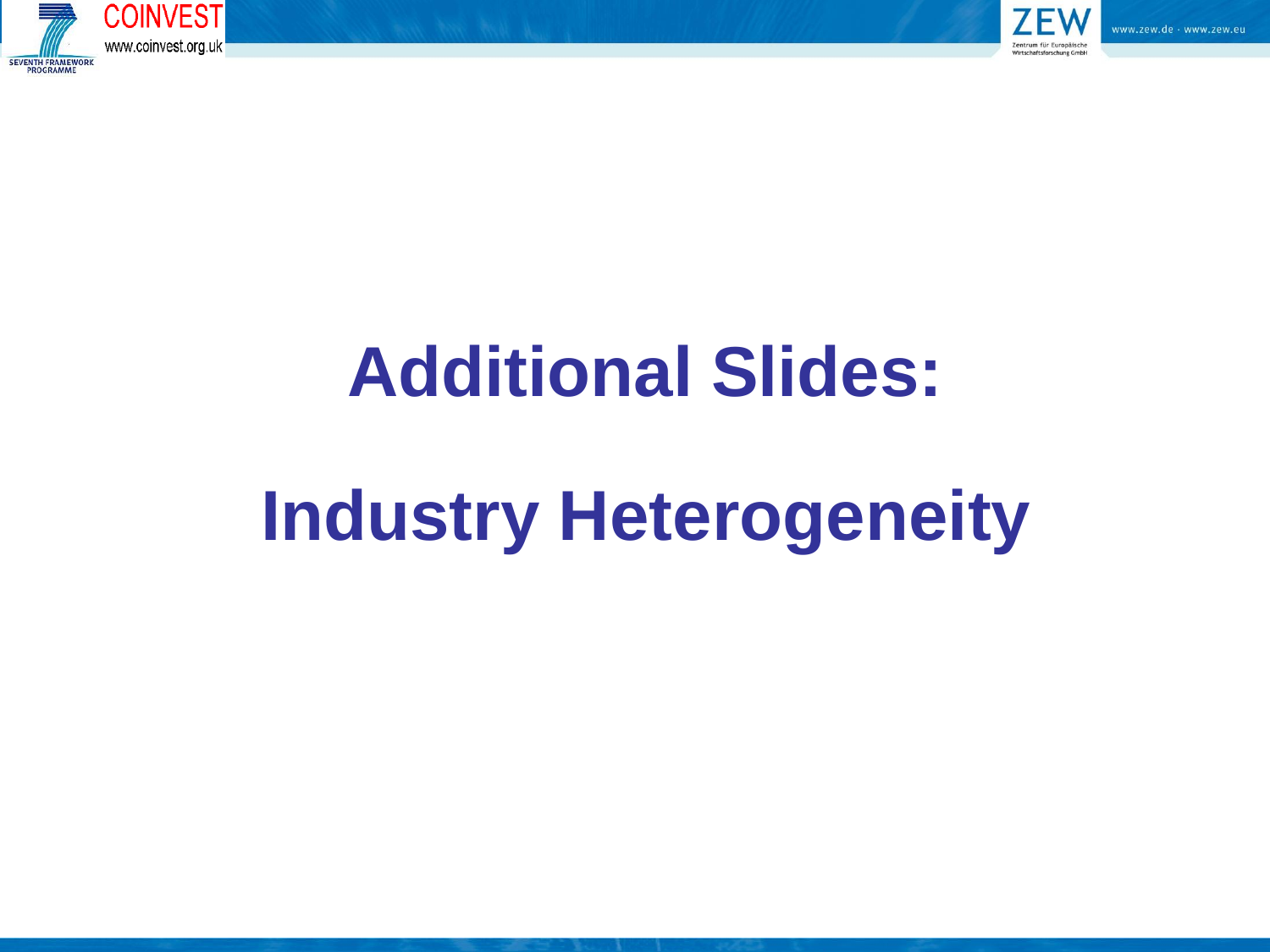# Additional Slides:

# Industry Heterogeneity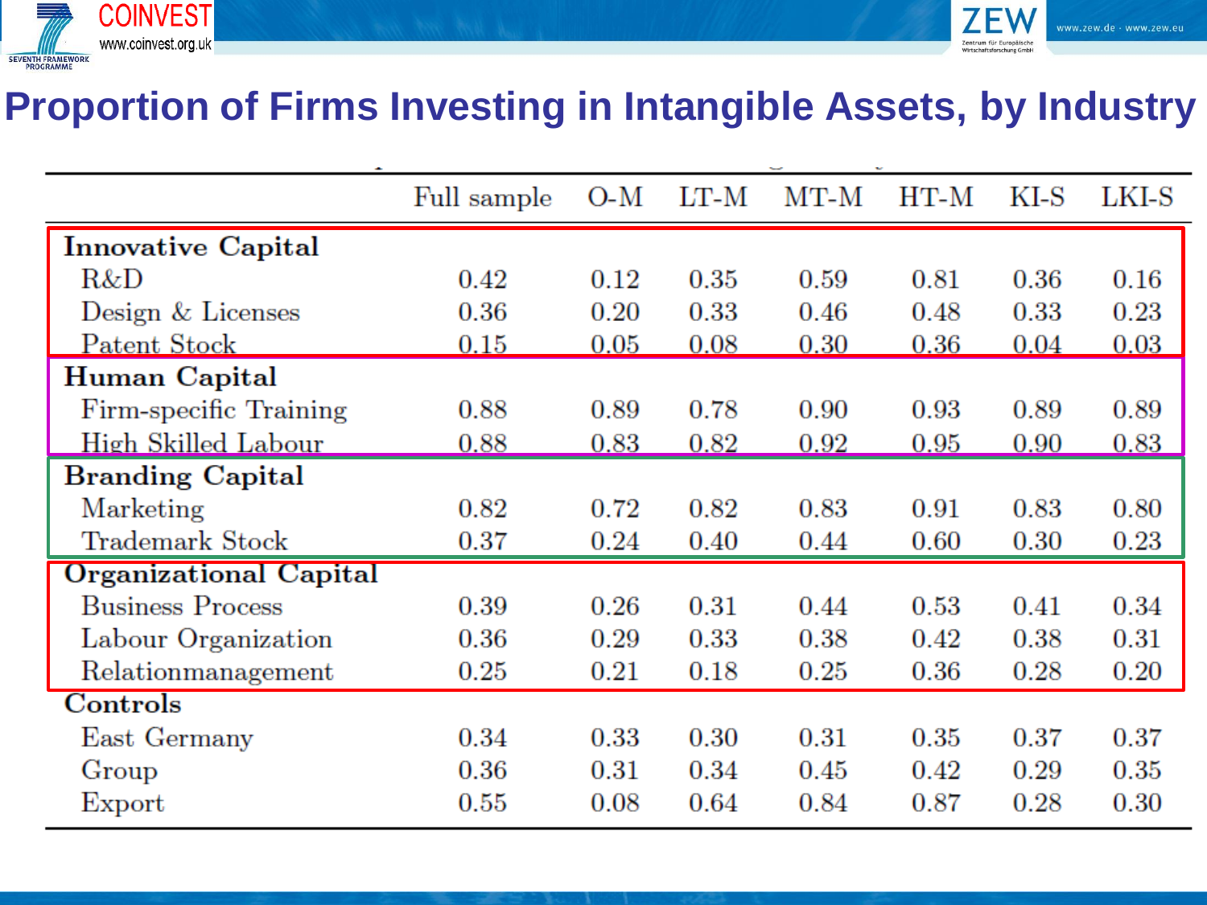# Proportion of Firms Investing in Intangible Assets, by Industry

| | Full sample | O-M | LT-M | MT-M | HT-M | KI-S | LKI-S |
|---|---|---|---|---|---|---|---|
| **Innovative Capital** | | | | | | | |
| R&D | 0.42 | 0.12 | 0.35 | 0.59 | 0.81 | 0.36 | 0.16 |
| Design & Licenses | 0.36 | 0.20 | 0.33 | 0.46 | 0.48 | 0.33 | 0.23 |
| Patent Stock | 0.15 | 0.05 | 0.08 | 0.30 | 0.36 | 0.04 | 0.03 |
| **Human Capital** | | | | | | | |
| Firm-specific Training | 0.88 | 0.89 | 0.78 | 0.90 | 0.93 | 0.89 | 0.89 |
| High Skilled Labour | 0.88 | 0.83 | 0.82 | 0.92 | 0.95 | 0.90 | 0.83 |
| **Branding Capital** | | | | | | | |
| Marketing | 0.82 | 0.72 | 0.82 | 0.83 | 0.91 | 0.83 | 0.80 |
| Trademark Stock | 0.37 | 0.24 | 0.40 | 0.44 | 0.60 | 0.30 | 0.23 |
| **Organizational Capital** | | | | | | | |
| Business Process | 0.39 | 0.26 | 0.31 | 0.44 | 0.53 | 0.41 | 0.34 |
| Labour Organization | 0.36 | 0.29 | 0.33 | 0.38 | 0.42 | 0.38 | 0.31 |
| Relationmanagement | 0.25 | 0.21 | 0.18 | 0.25 | 0.36 | 0.28 | 0.20 |
| **Controls** | | | | | | | |
| East Germany | 0.34 | 0.33 | 0.30 | 0.31 | 0.35 | 0.37 | 0.37 |
| Group | 0.36 | 0.31 | 0.34 | 0.45 | 0.42 | 0.29 | 0.35 |
| Export | 0.55 | 0.08 | 0.64 | 0.84 | 0.87 | 0.28 | 0.30 |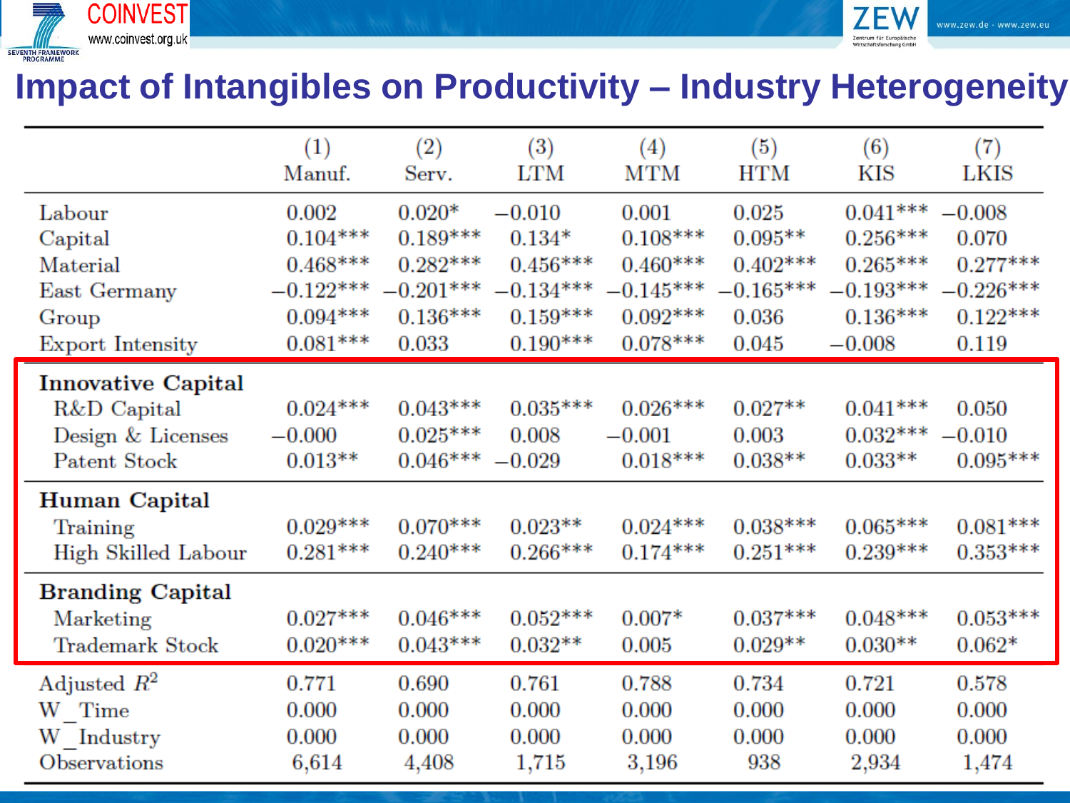# Impact of Intangibles on Productivity – Industry Heterogeneity

| | (1) Manuf. | (2) Serv. | (3) LTM | (4) MTM | (5) HTM | (6) KIS | (7) LKIS |
|---|---|---|---|---|---|---|---|
| Labour | 0.002 | 0.020* | −0.010 | 0.001 | 0.025 | 0.041*** | −0.008 |
| Capital | 0.104*** | 0.189*** | 0.134* | 0.108*** | 0.095** | 0.256*** | 0.070 |
| Material | 0.468*** | 0.282*** | 0.456*** | 0.460*** | 0.402*** | 0.265*** | 0.277*** |
| East Germany | −0.122*** | −0.201*** | −0.134*** | −0.145*** | −0.165*** | −0.193*** | −0.226*** |
| Group | 0.094*** | 0.136*** | 0.159*** | 0.092*** | 0.036 | 0.136*** | 0.122*** |
| Export Intensity | 0.081*** | 0.033 | 0.190*** | 0.078*** | 0.045 | −0.008 | 0.119 |
| **Innovative Capital** | | | | | | | |
| R&D Capital | 0.024*** | 0.043*** | 0.035*** | 0.026*** | 0.027** | 0.041*** | 0.050 |
| Design & Licenses | −0.000 | 0.025*** | 0.008 | −0.001 | 0.003 | 0.032*** | −0.010 |
| Patent Stock | 0.013** | 0.046*** | −0.029 | 0.018*** | 0.038** | 0.033** | 0.095*** |
| **Human Capital** | | | | | | | |
| Training | 0.029*** | 0.070*** | 0.023** | 0.024*** | 0.038*** | 0.065*** | 0.081*** |
| High Skilled Labour | 0.281*** | 0.240*** | 0.266*** | 0.174*** | 0.251*** | 0.239*** | 0.353*** |
| **Branding Capital** | | | | | | | |
| Marketing | 0.027*** | 0.046*** | 0.052*** | 0.007* | 0.037*** | 0.048*** | 0.053*** |
| Trademark Stock | 0.020*** | 0.043*** | 0.032** | 0.005 | 0.029** | 0.030** | 0.062* |
| Adjusted $R^2$ | 0.771 | 0.690 | 0.761 | 0.788 | 0.734 | 0.721 | 0.578 |
| W_Time | 0.000 | 0.000 | 0.000 | 0.000 | 0.000 | 0.000 | 0.000 |
| W_Industry | 0.000 | 0.000 | 0.000 | 0.000 | 0.000 | 0.000 | 0.000 |
| Observations | 6,614 | 4,408 | 1,715 | 3,196 | 938 | 2,934 | 1,474 |